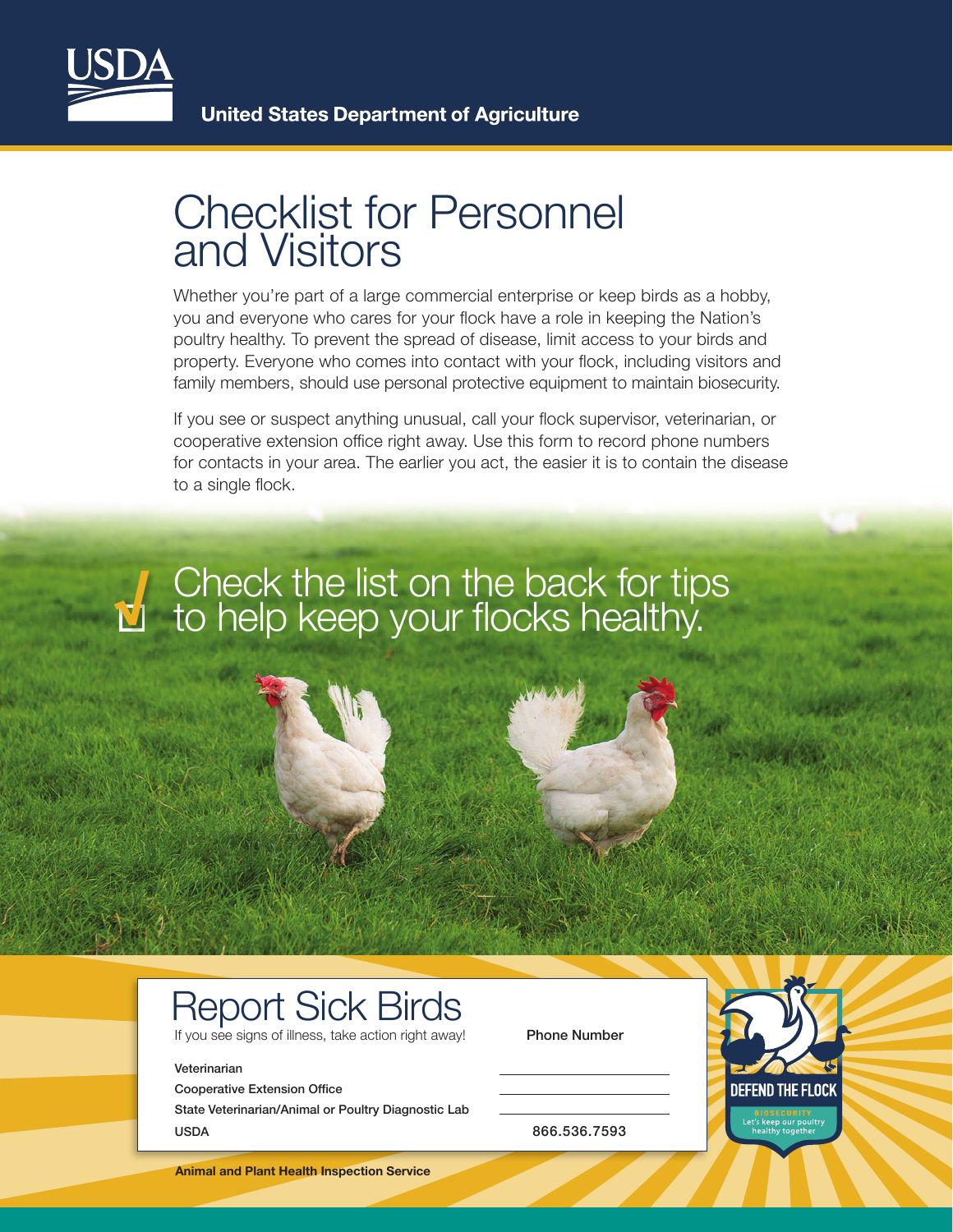United States Department of Agriculture

# Checklist for Personnel and Visitors

Whether you're part of a large commercial enterprise or keep birds as a hobby, you and everyone who cares for your flock have a role in keeping the Nation's poultry healthy. To prevent the spread of disease, limit access to your birds and property. Everyone who comes into contact with your flock, including visitors and family members, should use personal protective equipment to maintain biosecurity.

If you see or suspect anything unusual, call your flock supervisor, veterinarian, or cooperative extension office right away. Use this form to record phone numbers for contacts in your area. The earlier you act, the easier it is to contain the disease to a single flock.

## Check the list on the back for tips to help keep your flocks healthy.

## Report Sick Birds

If you see signs of illness, take action right away!

| | Phone Number |
|---|---|
| Veterinarian | |
| Cooperative Extension Office | |
| State Veterinarian/Animal or Poultry Diagnostic Lab | |
| USDA | 866.536.7593 |

DEFEND THE FLOCK

BIOSECURITY
Let's keep our poultry healthy together

**Animal and Plant Health Inspection Service**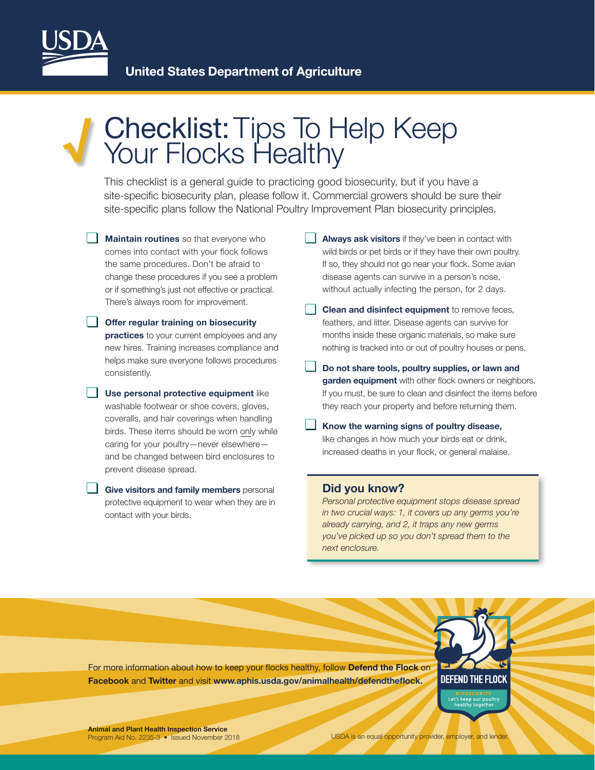United States Department of Agriculture

# Checklist: Tips To Help Keep Your Flocks Healthy

This checklist is a general guide to practicing good biosecurity, but if you have a site-specific biosecurity plan, please follow it. Commercial growers should be sure their site-specific plans follow the National Poultry Improvement Plan biosecurity principles.

- ☐ **Maintain routines** so that everyone who comes into contact with your flock follows the same procedures. Don't be afraid to change these procedures if you see a problem or if something's just not effective or practical. There's always room for improvement.
- ☐ **Offer regular training on biosecurity practices** to your current employees and any new hires. Training increases compliance and helps make sure everyone follows procedures consistently.
- ☐ **Use personal protective equipment** like washable footwear or shoe covers, gloves, coveralls, and hair coverings when handling birds. These items should be worn only while caring for your poultry—never elsewhere—and be changed between bird enclosures to prevent disease spread.
- ☐ **Give visitors and family members** personal protective equipment to wear when they are in contact with your birds.
- ☐ **Always ask visitors** if they've been in contact with wild birds or pet birds or if they have their own poultry. If so, they should not go near your flock. Some avian disease agents can survive in a person's nose, without actually infecting the person, for 2 days.
- ☐ **Clean and disinfect equipment** to remove feces, feathers, and litter. Disease agents can survive for months inside these organic materials, so make sure nothing is tracked into or out of poultry houses or pens.
- ☐ **Do not share tools, poultry supplies, or lawn and garden equipment** with other flock owners or neighbors. If you must, be sure to clean and disinfect the items before they reach your property and before returning them.
- ☐ **Know the warning signs of poultry disease,** like changes in how much your birds eat or drink, increased deaths in your flock, or general malaise.

## Did you know?

*Personal protective equipment stops disease spread in two crucial ways: 1, it covers up any germs you're already carrying, and 2, it traps any new germs you've picked up so you don't spread them to the next enclosure.*

For more information about how to keep your flocks healthy, follow **Defend the Flock** on **Facebook** and **Twitter** and visit **www.aphis.usda.gov/animalhealth/defendtheflock.**

DEFEND THE FLOCK
BIOSECURITY
Let's keep our poultry healthy together

**Animal and Plant Health Inspection Service**
Program Aid No. 2235-3 • Issued November 2018

USDA is an equal opportunity provider, employer, and lender.